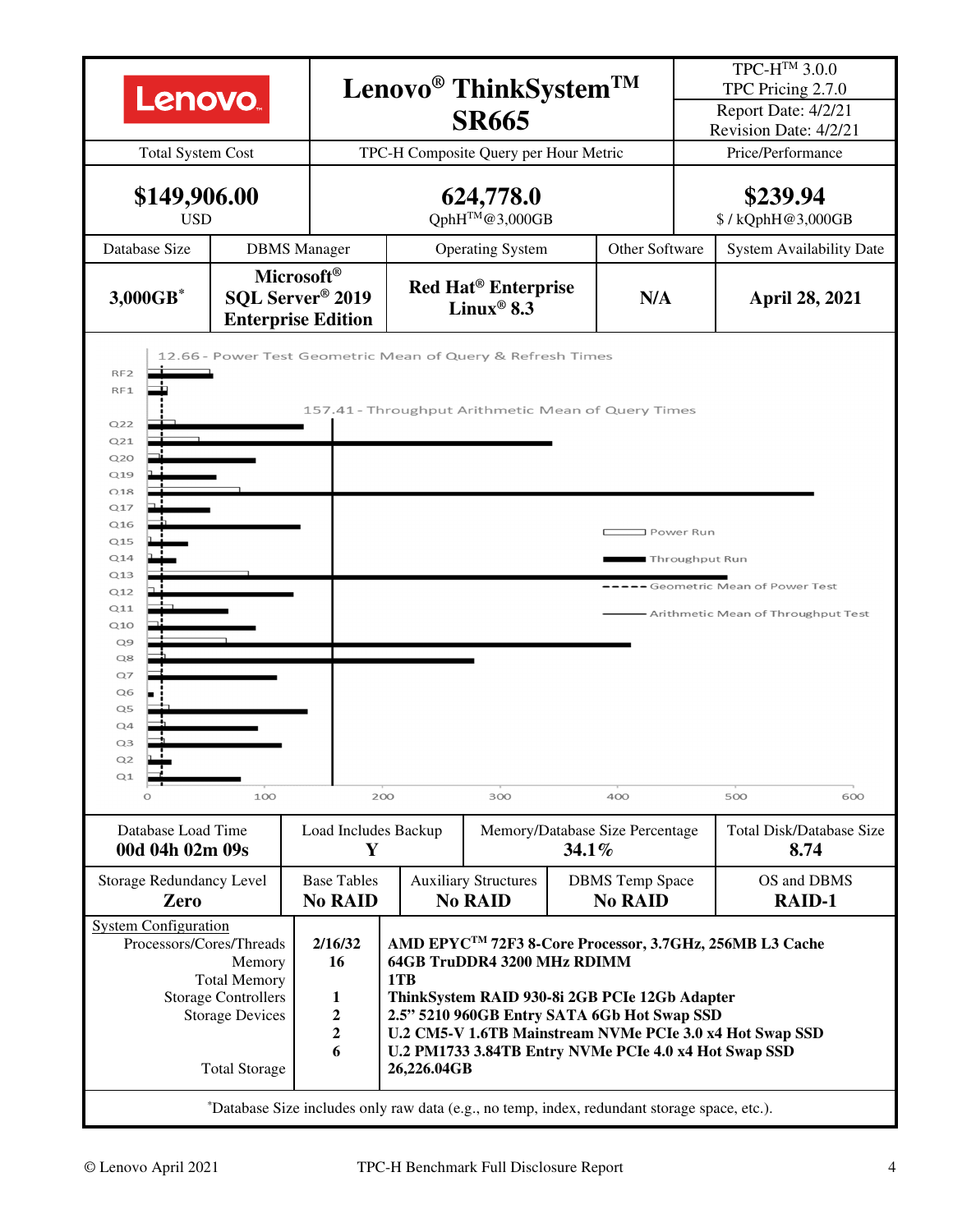| Lenovo | Lenovo® ThinkSystem™ SR665 | TPC-H™ 3.0.0<br>TPC Pricing 2.7.0<br>Report Date: 4/2/21<br>Revision Date: 4/2/21 |
|---|---|---|
| Total System Cost | TPC-H Composite Query per Hour Metric | Price/Performance |
| **$149,906.00**<br>USD | **624,778.0**<br>QphH™@3,000GB | **$239.94**<br>$ / kQphH@3,000GB |

| Database Size | DBMS Manager | Operating System | Other Software | System Availability Date |
|---|---|---|---|---|
| **3,000GB*** | **Microsoft® SQL Server® 2019 Enterprise Edition** | **Red Hat® Enterprise Linux® 8.3** | **N/A** | **April 28, 2021** |

12.66 - Power Test Geometric Mean of Query & Refresh Times

157.41 - Throughput Arithmetic Mean of Query Times

Legend: Power Run; Throughput Run; Geometric Mean of Power Test; Arithmetic Mean of Throughput Test

| Database Load Time | Load Includes Backup | Memory/Database Size Percentage | Total Disk/Database Size |
|---|---|---|---|
| **00d 04h 02m 09s** | **Y** | **34.1%** | **8.74** |

| Storage Redundancy Level | Base Tables | Auxiliary Structures | DBMS Temp Space | OS and DBMS |
|---|---|---|---|---|
| **Zero** | **No RAID** | **No RAID** | **No RAID** | **RAID-1** |

System Configuration

| | | |
|---|---|---|
| Processors/Cores/Threads | 2/16/32 | **AMD EPYC™ 72F3 8-Core Processor, 3.7GHz, 256MB L3 Cache** |
| Memory | 16 | **64GB TruDDR4 3200 MHz RDIMM** |
| Total Memory | | **1TB** |
| Storage Controllers | 1 | **ThinkSystem RAID 930-8i 2GB PCIe 12Gb Adapter** |
| Storage Devices | 2 | **2.5" 5210 960GB Entry SATA 6Gb Hot Swap SSD** |
| | 2 | **U.2 CM5-V 1.6TB Mainstream NVMe PCIe 3.0 x4 Hot Swap SSD** |
| | 6 | **U.2 PM1733 3.84TB Entry NVMe PCIe 4.0 x4 Hot Swap SSD** |
| Total Storage | | **26,226.04GB** |

*Database Size includes only raw data (e.g., no temp, index, redundant storage space, etc.).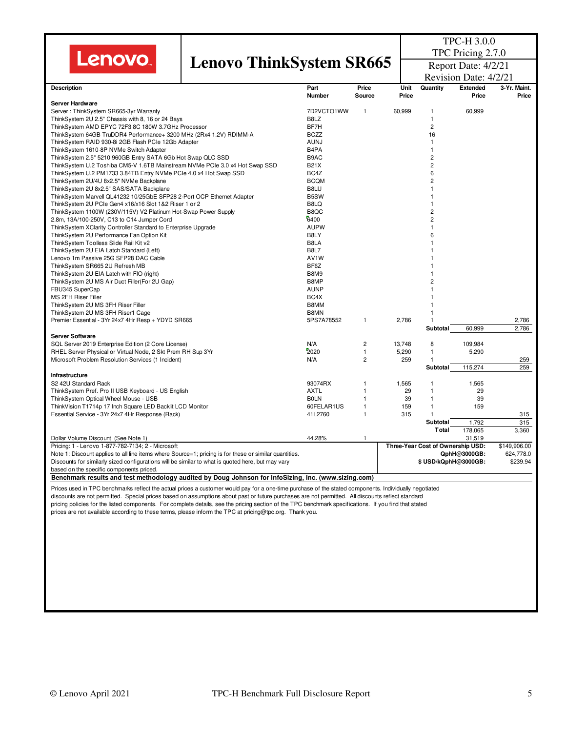Lenovo

# Lenovo ThinkSystem SR665

TPC-H 3.0.0
TPC Pricing 2.7.0
Report Date: 4/2/21
Revision Date: 4/2/21

| Description | Part Number | Price Source | Unit Price | Quantity | Extended Price | 3-Yr. Maint. Price |
|---|---|---|---|---|---|---|
| **Server Hardware** | | | | | | |
| Server : ThinkSystem SR665-3yr Warranty | 7D2VCTO1WW | 1 | 60,999 | 1 | 60,999 | |
| ThinkSystem 2U 2.5" Chassis with 8, 16 or 24 Bays | B8LZ | | | 1 | | |
| ThinkSystem AMD EPYC 72F3 8C 180W 3.7GHz Processor | BF7H | | | 2 | | |
| ThinkSystem 64GB TruDDR4 Performance+ 3200 MHz (2Rx4 1.2V) RDIMM-A | BCZZ | | | 16 | | |
| ThinkSystem RAID 930-8i 2GB Flash PCIe 12Gb Adapter | AUNJ | | | 1 | | |
| ThinkSystem 1610-8P NVMe Switch Adapter | B4PA | | | 1 | | |
| ThinkSystem 2.5" 5210 960GB Entry SATA 6Gb Hot Swap QLC SSD | B9AC | | | 2 | | |
| ThinkSystem U.2 Toshiba CM5-V 1.6TB Mainstream NVMe PCIe 3.0 x4 Hot Swap SSD | B21X | | | 2 | | |
| ThinkSystem U.2 PM1733 3.84TB Entry NVMe PCIe 4.0 x4 Hot Swap SSD | BC4Z | | | 6 | | |
| ThinkSystem 2U/4U 8x2.5" NVMe Backplane | BCQM | | | 2 | | |
| ThinkSystem 2U 8x2.5" SAS/SATA Backplane | B8LU | | | 1 | | |
| ThinkSystem Marvell QL41232 10/25GbE SFP28 2-Port OCP Ethernet Adapter | B5SW | | | 1 | | |
| ThinkSystem 2U PCIe Gen4 x16/x16 Slot 1&2 Riser 1 or 2 | B8LQ | | | 1 | | |
| ThinkSystem 1100W (230V/115V) V2 Platinum Hot-Swap Power Supply | B8QC | | | 2 | | |
| 2.8m, 13A/100-250V, C13 to C14 Jumper Cord | 6400 | | | 2 | | |
| ThinkSystem XClarity Controller Standard to Enterprise Upgrade | AUPW | | | 1 | | |
| ThinkSystem 2U Performance Fan Option Kit | B8LY | | | 6 | | |
| ThinkSystem Toolless Slide Rail Kit v2 | B8LA | | | 1 | | |
| ThinkSystem 2U EIA Latch Standard (Left) | B8L7 | | | 1 | | |
| Lenovo 1m Passive 25G SFP28 DAC Cable | AV1W | | | 1 | | |
| ThinkSystem SR665 2U Refresh MB | BF6Z | | | 1 | | |
| ThinkSystem 2U EIA Latch with FIO (right) | B8M9 | | | 1 | | |
| ThinkSystem 2U MS Air Duct Filler(For 2U Gap) | B8MP | | | 2 | | |
| FBU345 SuperCap | AUNP | | | 1 | | |
| MS 2FH Riser Filler | BC4X | | | 1 | | |
| ThinkSystem 2U MS 3FH Riser Filler | B8MM | | | 1 | | |
| ThinkSystem 2U MS 3FH Riser1 Cage | B8MN | | | 1 | | |
| Premier Essential - 3Yr 24x7 4Hr Resp + YDYD SR665 | 5PS7A78552 | 1 | 2,786 | 1 | | 2,786 |
| | | | | **Subtotal** | 60,999 | 2,786 |
| **Server Software** | | | | | | |
| SQL Server 2019 Enterprise Edition (2 Core License) | N/A | 2 | 13,748 | 8 | 109,984 | |
| RHEL Server Physical or Virtual Node, 2 Skt Prem RH Sup 3Yr | 2020 | 1 | 5,290 | 1 | 5,290 | |
| Microsoft Problem Resolution Services (1 Incident) | N/A | 2 | 259 | 1 | | 259 |
| | | | | **Subtotal** | 115,274 | 259 |
| **Infrastructure** | | | | | | |
| S2 42U Standard Rack | 93074RX | 1 | 1,565 | 1 | 1,565 | |
| ThinkSystem Pref. Pro II USB Keyboard - US English | AXTL | 1 | 29 | 1 | 29 | |
| ThinkSystem Optical Wheel Mouse - USB | B0LN | 1 | 39 | 1 | 39 | |
| ThinkVision T1714p 17 Inch Square LED Backlit LCD Monitor | 60FELAR1US | 1 | 159 | 1 | 159 | |
| Essential Service - 3Yr 24x7 4Hr Response (Rack) | 41L2760 | 1 | 315 | 1 | | 315 |
| | | | | **Subtotal** | 1,792 | 315 |
| | | | | **Total** | 178,065 | 3,360 |
| Dollar Volume Discount (See Note 1) | 44.28% | 1 | | | 31,519 | |

| | | |
|---|---|---|
| Pricing: 1 - Lenovo 1-877-782-7134; 2 - Microsoft | **Three-Year Cost of Ownership USD:** | $149,906.00 |
| Note 1: Discount applies to all line items where Source=1; pricing is for these or similar quantities. | **QphH@3000GB:** | 624,778.0 |
| Discounts for similarly sized configurations will be similar to what is quoted here, but may vary based on the specific components priced. | **$ USD/kQphH@3000GB:** | $239.94 |

**Benchmark results and test methodology audited by Doug Johnson for InfoSizing, Inc. (www.sizing.com)**

Prices used in TPC benchmarks reflect the actual prices a customer would pay for a one-time purchase of the stated components. Individually negotiated discounts are not permitted. Special prices based on assumptions about past or future purchases are not permitted. All discounts reflect standard pricing policies for the listed components. For complete details, see the pricing section of the TPC benchmark specifications. If you find that stated prices are not available according to these terms, please inform the TPC at pricing@tpc.org. Thank you.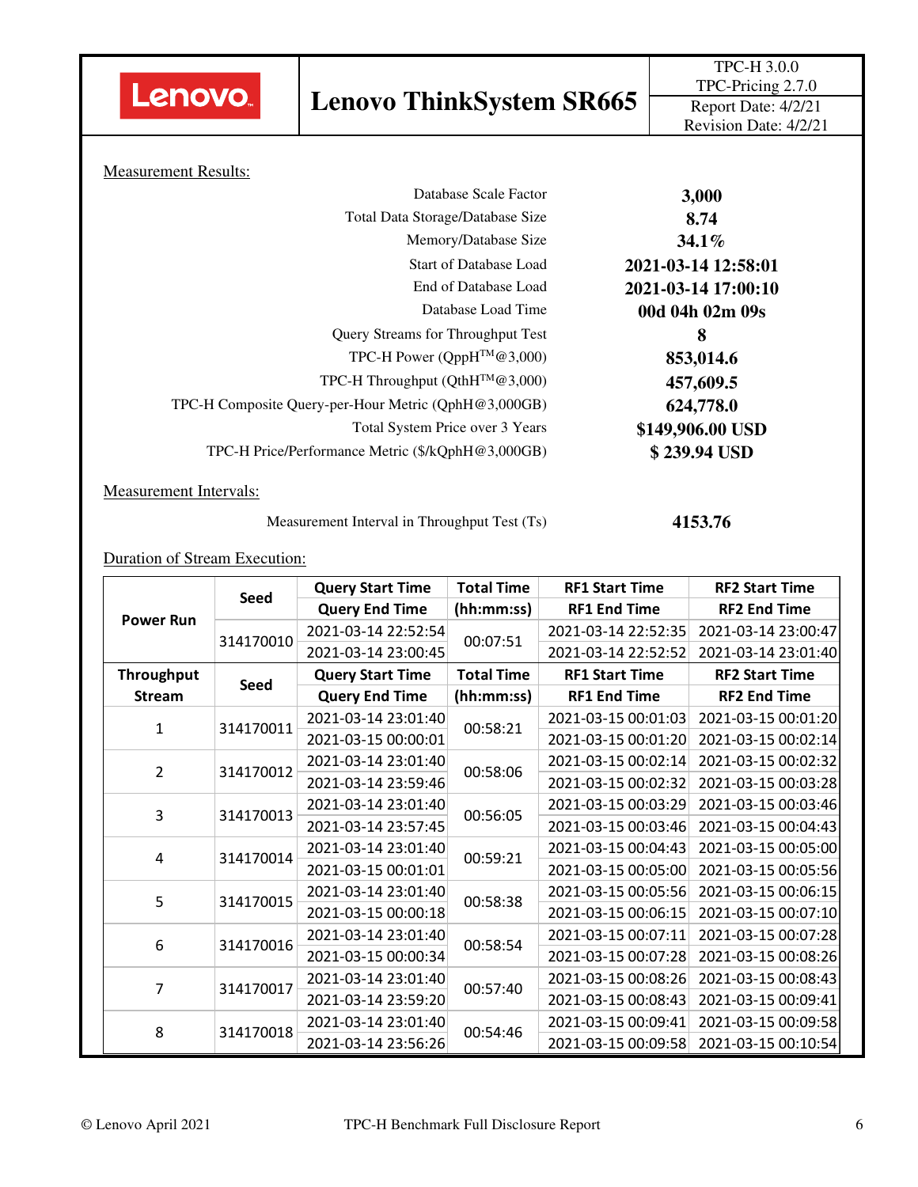| Lenovo | Lenovo ThinkSystem SR665 | TPC-H 3.0.0<br>TPC-Pricing 2.7.0<br>Report Date: 4/2/21<br>Revision Date: 4/2/21 |
|---|---|---|

Measurement Results:

| | |
|---|---|
| Database Scale Factor | **3,000** |
| Total Data Storage/Database Size | **8.74** |
| Memory/Database Size | **34.1%** |
| Start of Database Load | **2021-03-14 12:58:01** |
| End of Database Load | **2021-03-14 17:00:10** |
| Database Load Time | **00d 04h 02m 09s** |
| Query Streams for Throughput Test | **8** |
| TPC-H Power (QppH™@3,000) | **853,014.6** |
| TPC-H Throughput (QthH™@3,000) | **457,609.5** |
| TPC-H Composite Query-per-Hour Metric (QphH@3,000GB) | **624,778.0** |
| Total System Price over 3 Years | **$149,906.00 USD** |
| TPC-H Price/Performance Metric ($/kQphH@3,000GB) | **$ 239.94 USD** |

Measurement Intervals:

| | |
|---|---|
| Measurement Interval in Throughput Test (Ts) | **4153.76** |

Duration of Stream Execution:

| Power Run | Seed | Query Start Time / Query End Time | Total Time (hh:mm:ss) | RF1 Start Time / RF1 End Time | RF2 Start Time / RF2 End Time |
|---|---|---|---|---|---|
| | 314170010 | 2021-03-14 22:52:54<br>2021-03-14 23:00:45 | 00:07:51 | 2021-03-14 22:52:35<br>2021-03-14 22:52:52 | 2021-03-14 23:00:47<br>2021-03-14 23:01:40 |
| **Throughput Stream** | **Seed** | **Query Start Time / Query End Time** | **Total Time (hh:mm:ss)** | **RF1 Start Time / RF1 End Time** | **RF2 Start Time / RF2 End Time** |
| 1 | 314170011 | 2021-03-14 23:01:40<br>2021-03-15 00:00:01 | 00:58:21 | 2021-03-15 00:01:03<br>2021-03-15 00:01:20 | 2021-03-15 00:01:20<br>2021-03-15 00:02:14 |
| 2 | 314170012 | 2021-03-14 23:01:40<br>2021-03-14 23:59:46 | 00:58:06 | 2021-03-15 00:02:14<br>2021-03-15 00:02:32 | 2021-03-15 00:02:32<br>2021-03-15 00:03:28 |
| 3 | 314170013 | 2021-03-14 23:01:40<br>2021-03-14 23:57:45 | 00:56:05 | 2021-03-15 00:03:29<br>2021-03-15 00:03:46 | 2021-03-15 00:03:46<br>2021-03-15 00:04:43 |
| 4 | 314170014 | 2021-03-14 23:01:40<br>2021-03-15 00:01:01 | 00:59:21 | 2021-03-15 00:04:43<br>2021-03-15 00:05:00 | 2021-03-15 00:05:00<br>2021-03-15 00:05:56 |
| 5 | 314170015 | 2021-03-14 23:01:40<br>2021-03-15 00:00:18 | 00:58:38 | 2021-03-15 00:05:56<br>2021-03-15 00:06:15 | 2021-03-15 00:06:15<br>2021-03-15 00:07:10 |
| 6 | 314170016 | 2021-03-14 23:01:40<br>2021-03-15 00:00:34 | 00:58:54 | 2021-03-15 00:07:11<br>2021-03-15 00:07:28 | 2021-03-15 00:07:28<br>2021-03-15 00:08:26 |
| 7 | 314170017 | 2021-03-14 23:01:40<br>2021-03-14 23:59:20 | 00:57:40 | 2021-03-15 00:08:26<br>2021-03-15 00:08:43 | 2021-03-15 00:08:43<br>2021-03-15 00:09:41 |
| 8 | 314170018 | 2021-03-14 23:01:40<br>2021-03-14 23:56:26 | 00:54:46 | 2021-03-15 00:09:41<br>2021-03-15 00:09:58 | 2021-03-15 00:09:58<br>2021-03-15 00:10:54 |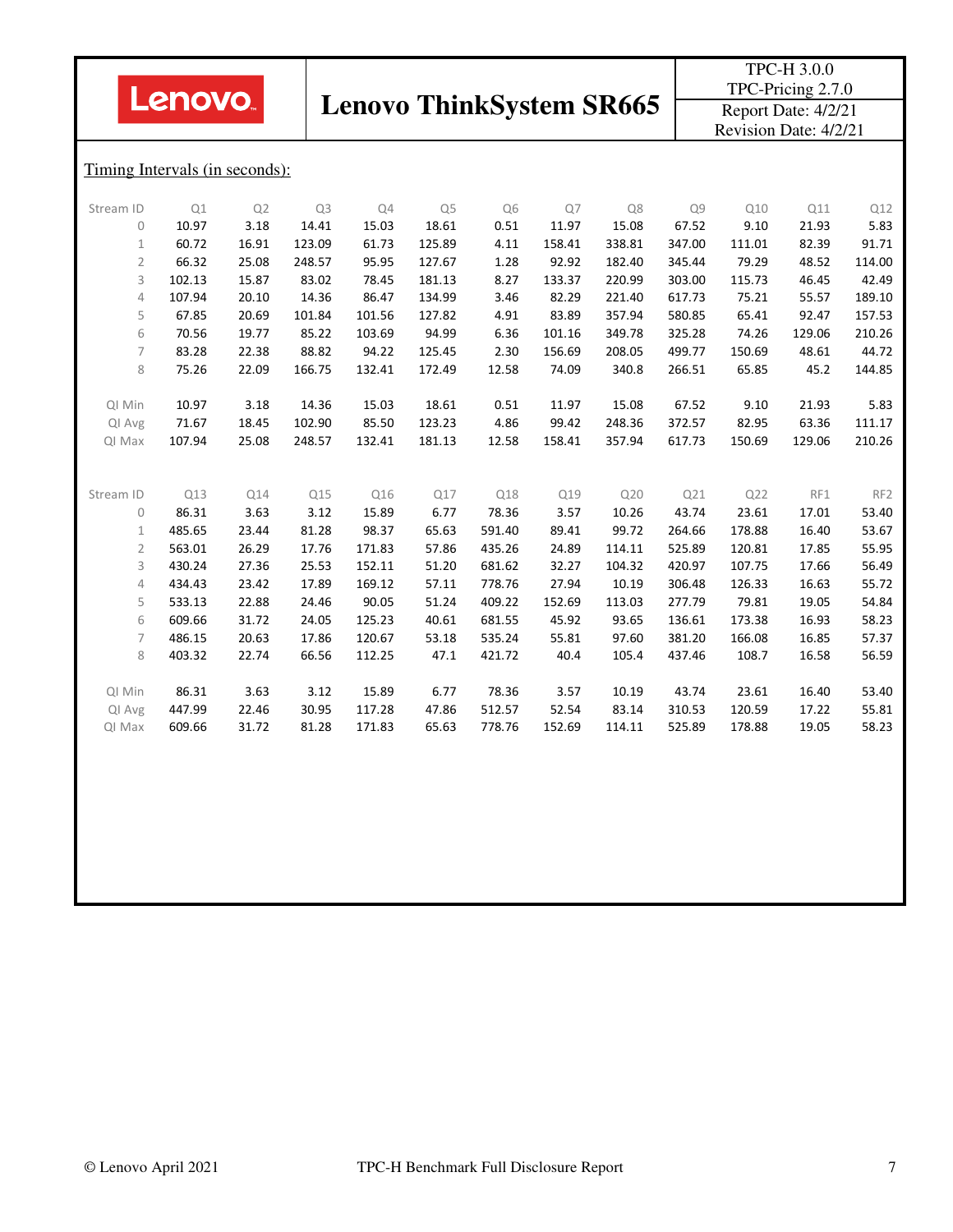| Lenovo | Lenovo ThinkSystem SR665 | TPC-H 3.0.0<br>TPC-Pricing 2.7.0<br>Report Date: 4/2/21<br>Revision Date: 4/2/21 |
|---|---|---|

Timing Intervals (in seconds):

| Stream ID | Q1 | Q2 | Q3 | Q4 | Q5 | Q6 | Q7 | Q8 | Q9 | Q10 | Q11 | Q12 |
|---|---|---|---|---|---|---|---|---|---|---|---|---|
| 0 | 10.97 | 3.18 | 14.41 | 15.03 | 18.61 | 0.51 | 11.97 | 15.08 | 67.52 | 9.10 | 21.93 | 5.83 |
| 1 | 60.72 | 16.91 | 123.09 | 61.73 | 125.89 | 4.11 | 158.41 | 338.81 | 347.00 | 111.01 | 82.39 | 91.71 |
| 2 | 66.32 | 25.08 | 248.57 | 95.95 | 127.67 | 1.28 | 92.92 | 182.40 | 345.44 | 79.29 | 48.52 | 114.00 |
| 3 | 102.13 | 15.87 | 83.02 | 78.45 | 181.13 | 8.27 | 133.37 | 220.99 | 303.00 | 115.73 | 46.45 | 42.49 |
| 4 | 107.94 | 20.10 | 14.36 | 86.47 | 134.99 | 3.46 | 82.29 | 221.40 | 617.73 | 75.21 | 55.57 | 189.10 |
| 5 | 67.85 | 20.69 | 101.84 | 101.56 | 127.82 | 4.91 | 83.89 | 357.94 | 580.85 | 65.41 | 92.47 | 157.53 |
| 6 | 70.56 | 19.77 | 85.22 | 103.69 | 94.99 | 6.36 | 101.16 | 349.78 | 325.28 | 74.26 | 129.06 | 210.26 |
| 7 | 83.28 | 22.38 | 88.82 | 94.22 | 125.45 | 2.30 | 156.69 | 208.05 | 499.77 | 150.69 | 48.61 | 44.72 |
| 8 | 75.26 | 22.09 | 166.75 | 132.41 | 172.49 | 12.58 | 74.09 | 340.8 | 266.51 | 65.85 | 45.2 | 144.85 |
| QI Min | 10.97 | 3.18 | 14.36 | 15.03 | 18.61 | 0.51 | 11.97 | 15.08 | 67.52 | 9.10 | 21.93 | 5.83 |
| QI Avg | 71.67 | 18.45 | 102.90 | 85.50 | 123.23 | 4.86 | 99.42 | 248.36 | 372.57 | 82.95 | 63.36 | 111.17 |
| QI Max | 107.94 | 25.08 | 248.57 | 132.41 | 181.13 | 12.58 | 158.41 | 357.94 | 617.73 | 150.69 | 129.06 | 210.26 |

| Stream ID | Q13 | Q14 | Q15 | Q16 | Q17 | Q18 | Q19 | Q20 | Q21 | Q22 | RF1 | RF2 |
|---|---|---|---|---|---|---|---|---|---|---|---|---|
| 0 | 86.31 | 3.63 | 3.12 | 15.89 | 6.77 | 78.36 | 3.57 | 10.26 | 43.74 | 23.61 | 17.01 | 53.40 |
| 1 | 485.65 | 23.44 | 81.28 | 98.37 | 65.63 | 591.40 | 89.41 | 99.72 | 264.66 | 178.88 | 16.40 | 53.67 |
| 2 | 563.01 | 26.29 | 17.76 | 171.83 | 57.86 | 435.26 | 24.89 | 114.11 | 525.89 | 120.81 | 17.85 | 55.95 |
| 3 | 430.24 | 27.36 | 25.53 | 152.11 | 51.20 | 681.62 | 32.27 | 104.32 | 420.97 | 107.75 | 17.66 | 56.49 |
| 4 | 434.43 | 23.42 | 17.89 | 169.12 | 57.11 | 778.76 | 27.94 | 10.19 | 306.48 | 126.33 | 16.63 | 55.72 |
| 5 | 533.13 | 22.88 | 24.46 | 90.05 | 51.24 | 409.22 | 152.69 | 113.03 | 277.79 | 79.81 | 19.05 | 54.84 |
| 6 | 609.66 | 31.72 | 24.05 | 125.23 | 40.61 | 681.55 | 45.92 | 93.65 | 136.61 | 173.38 | 16.93 | 58.23 |
| 7 | 486.15 | 20.63 | 17.86 | 120.67 | 53.18 | 535.24 | 55.81 | 97.60 | 381.20 | 166.08 | 16.85 | 57.37 |
| 8 | 403.32 | 22.74 | 66.56 | 112.25 | 47.1 | 421.72 | 40.4 | 105.4 | 437.46 | 108.7 | 16.58 | 56.59 |
| QI Min | 86.31 | 3.63 | 3.12 | 15.89 | 6.77 | 78.36 | 3.57 | 10.19 | 43.74 | 23.61 | 16.40 | 53.40 |
| QI Avg | 447.99 | 22.46 | 30.95 | 117.28 | 47.86 | 512.57 | 52.54 | 83.14 | 310.53 | 120.59 | 17.22 | 55.81 |
| QI Max | 609.66 | 31.72 | 81.28 | 171.83 | 65.63 | 778.76 | 152.69 | 114.11 | 525.89 | 178.88 | 19.05 | 58.23 |

© Lenovo April 2021 TPC-H Benchmark Full Disclosure Report